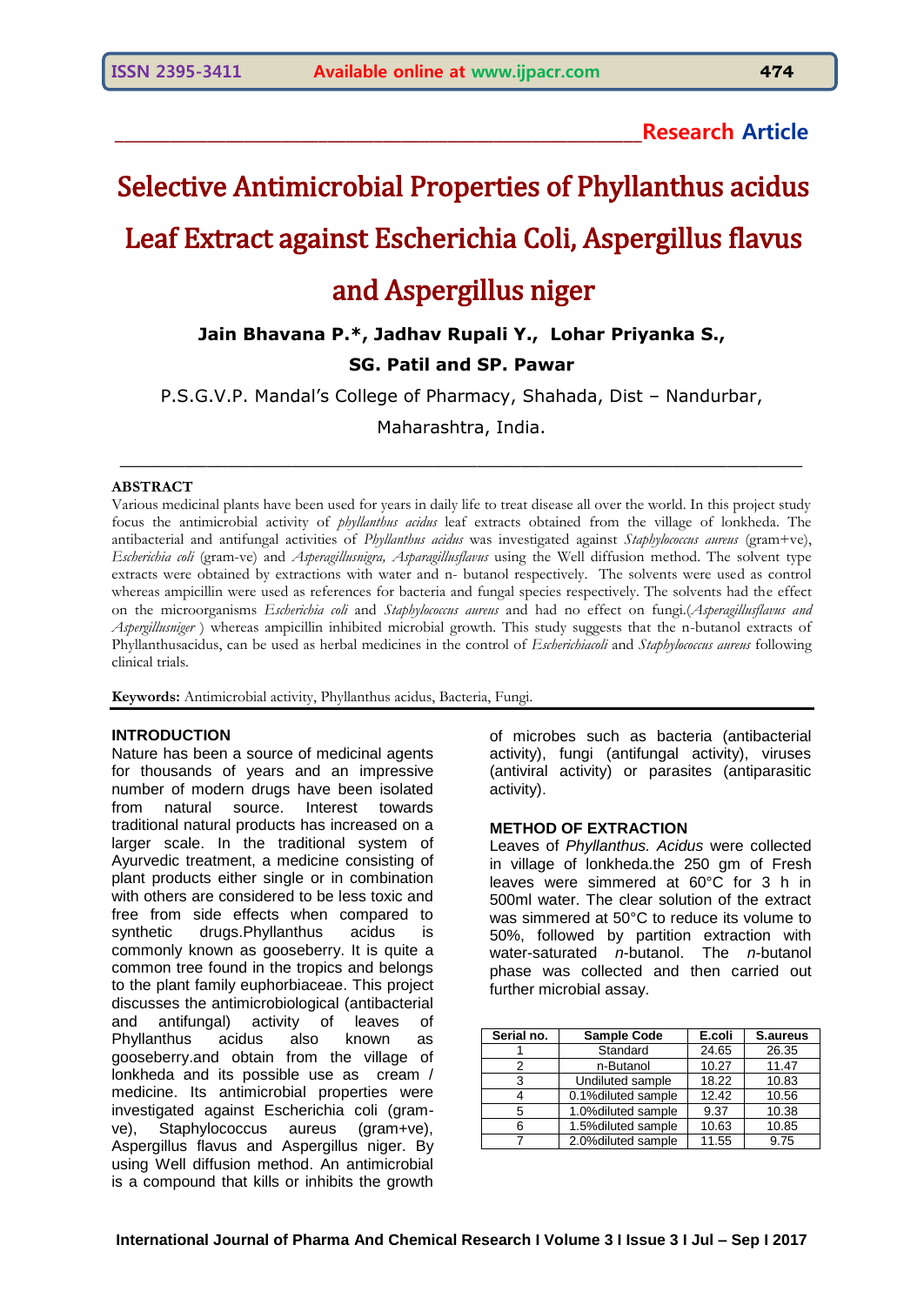**Research Article**

# Selective Antimicrobial Properties of Phyllanthus acidus Leaf Extract against Escherichia Coli, Aspergillus flavus and Aspergillus niger

**Jain Bhavana P.*, Jadhav Rupali Y., Lohar Priyanka S., SG. Patil and SP. Pawar**

P.S.G.V.P. Mandal's College of Pharmacy, Shahada, Dist – Nandurbar, Maharashtra, India.

## ABSTRACT

Various medicinal plants have been used for years in daily life to treat disease all over the world. In this project study focus the antimicrobial activity of *phyllanthus acidus* leaf extracts obtained from the village of lonkheda. The antibacterial and antifungal activities of *Phyllanthus acidus* was investigated against *Staphylococcus aureus* (gram+ve), *Escherichia coli* (gram-ve) and *Asperagillusnigra, Asparagillusflavus* using the Well diffusion method. The solvent type extracts were obtained by extractions with water and n- butanol respectively. The solvents were used as control whereas ampicillin were used as references for bacteria and fungal species respectively. The solvents had the effect on the microorganisms *Escherichia coli* and *Staphylococcus aureus* and had no effect on fungi.(*Asperagillusflavus and Aspergillusniger* ) whereas ampicillin inhibited microbial growth. This study suggests that the n-butanol extracts of Phyllanthusacidus, can be used as herbal medicines in the control of *Escherichiacoli* and *Staphylococcus aureus* following clinical trials.

**Keywords:** Antimicrobial activity, Phyllanthus acidus, Bacteria, Fungi.

## INTRODUCTION

Nature has been a source of medicinal agents for thousands of years and an impressive number of modern drugs have been isolated from natural source. Interest towards traditional natural products has increased on a larger scale. In the traditional system of Ayurvedic treatment, a medicine consisting of plant products either single or in combination with others are considered to be less toxic and free from side effects when compared to synthetic drugs.Phyllanthus acidus is commonly known as gooseberry. It is quite a common tree found in the tropics and belongs to the plant family euphorbiaceae. This project discusses the antimicrobiological (antibacterial and antifungal) activity of leaves of Phyllanthus acidus also known as gooseberry.and obtain from the village of lonkheda and its possible use as cream / medicine. Its antimicrobial properties were investigated against Escherichia coli (gram-ve), Staphylococcus aureus (gram+ve), Aspergillus flavus and Aspergillus niger. By using Well diffusion method. An antimicrobial is a compound that kills or inhibits the growth of microbes such as bacteria (antibacterial activity), fungi (antifungal activity), viruses (antiviral activity) or parasites (antiparasitic activity).

## METHOD OF EXTRACTION

Leaves of *Phyllanthus. Acidus* were collected in village of lonkheda.the 250 gm of Fresh leaves were simmered at 60°C for 3 h in 500ml water. The clear solution of the extract was simmered at 50°C to reduce its volume to 50%, followed by partition extraction with water-saturated *n*-butanol. The *n*-butanol phase was collected and then carried out further microbial assay.

| Serial no. | Sample Code | E.coli | S.aureus |
|---|---|---|---|
| 1 | Standard | 24.65 | 26.35 |
| 2 | n-Butanol | 10.27 | 11.47 |
| 3 | Undiluted sample | 18.22 | 10.83 |
| 4 | 0.1%diluted sample | 12.42 | 10.56 |
| 5 | 1.0%diluted sample | 9.37 | 10.38 |
| 6 | 1.5%diluted sample | 10.63 | 10.85 |
| 7 | 2.0%diluted sample | 11.55 | 9.75 |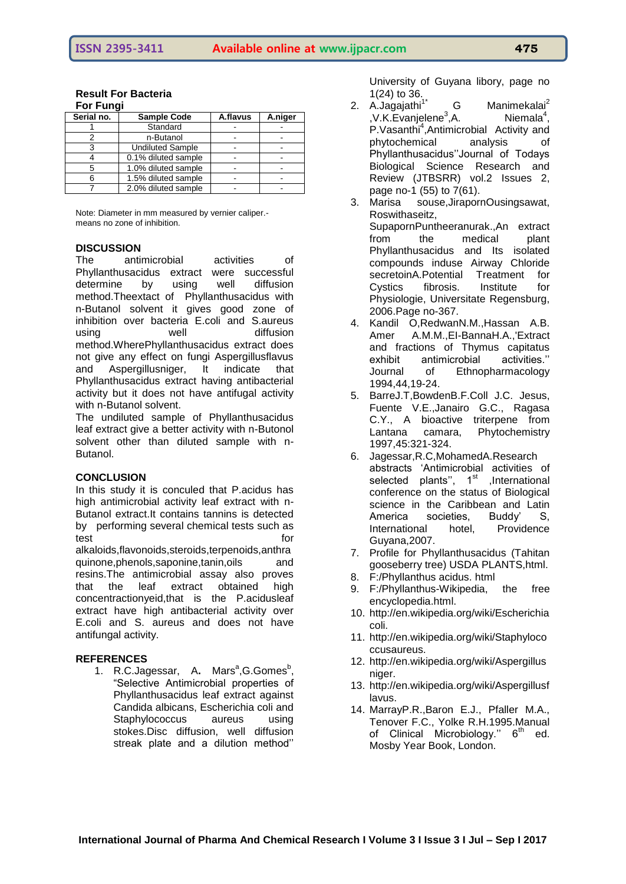**Result For Bacteria**

**For Fungi**

| Serial no. | Sample Code | A.flavus | A.niger |
|---|---|---|---|
| 1 | Standard | - | - |
| 2 | n-Butanol | - | - |
| 3 | Undiluted Sample | - | - |
| 4 | 0.1% diluted sample | - | - |
| 5 | 1.0% diluted sample | - | - |
| 6 | 1.5% diluted sample | - | - |
| 7 | 2.0% diluted sample | - | - |

Note: Diameter in mm measured by vernier caliper.- means no zone of inhibition.

## DISCUSSION

The antimicrobial activities of Phyllanthusacidus extract were successful determine by using well diffusion method.Theextact of Phyllanthusacidus with n-Butanol solvent it gives good zone of inhibition over bacteria E.coli and S.aureus using well diffusion method.WherePhyllanthusacidus extract does not give any effect on fungi Aspergillusflavus and Aspergillusniger, It indicate that Phyllanthusacidus extract having antibacterial activity but it does not have antifugal activity with n-Butanol solvent.

The undiluted sample of Phyllanthusacidus leaf extract give a better activity with n-Butonol solvent other than diluted sample with n-Butanol.

## CONCLUSION

In this study it is conculed that P.acidus has high antimicrobial activity leaf extract with n-Butanol extract.It contains tannins is detected by performing several chemical tests such as test for alkaloids,flavonoids,steroids,terpenoids,anthra quinone,phenols,saponine,tanin,oils and resins.The antimicrobial assay also proves that the leaf extract obtained high concentractionyeid,that is the P.acidusleaf extract have high antibacterial activity over E.coli and S. aureus and does not have antifungal activity.

## REFERENCES

1. R.C.Jagessar, A. Mars[a],G.Gomes[b], "Selective Antimicrobial properties of Phyllanthusacidus leaf extract against Candida albicans, Escherichia coli and Staphylococcus aureus using stokes.Disc diffusion, well diffusion streak plate and a dilution method'' University of Guyana libory, page no 1(24) to 36.
2. A.Jagajathi[1*] G Manimekalai[2] ,V.K.Evanjelene[3],A. Niemala[4], P.Vasanthi[4],Antimicrobial Activity and phytochemical analysis of Phyllanthusacidus''Journal of Todays Biological Science Research and Review (JTBSRR) vol.2 Issues 2, page no-1 (55) to 7(61).
3. Marisa souse,JirapornOusingsawat, Roswithaseitz, SupapornPuntheeranurak.,An extract from the medical plant Phyllanthusacidus and Its isolated compounds induse Airway Chloride secretoinA.Potential Treatment for Cystics fibrosis. Institute for Physiologie, Universitate Regensburg, 2006.Page no-367.
4. Kandil O,RedwanN.M.,Hassan A.B. Amer A.M.M.,El-BannaH.A.,'Extract and fractions of Thymus capitatus exhibit antimicrobial activities.'' Journal of Ethnopharmacology 1994,44,19-24.
5. BarreJ.T,BowdenB.F.Coll J.C. Jesus, Fuente V.E.,Janairo G.C., Ragasa C.Y., A bioactive triterpene from Lantana camara, Phytochemistry 1997,45:321-324.
6. Jagessar,R.C,MohamedA.Research abstracts 'Antimicrobial activities of selected plants'', 1[st] ,International conference on the status of Biological science in the Caribbean and Latin America societies, Buddy' S, International hotel, Providence Guyana,2007.
7. Profile for Phyllanthusacidus (Tahitan gooseberry tree) USDA PLANTS,html.
8. F:/Phyllanthus acidus. html
9. F:/Phyllanthus-Wikipedia, the free encyclopedia.html.
10. http://en.wikipedia.org/wiki/Escherichia coli.
11. http://en.wikipedia.org/wiki/Staphyloco ccusaureus.
12. http://en.wikipedia.org/wiki/Aspergillus niger.
13. http://en.wikipedia.org/wiki/Aspergillusf lavus.
14. MarrayP.R.,Baron E.J., Pfaller M.A., Tenover F.C., Yolke R.H.1995.Manual of Clinical Microbiology.'' 6[th] ed. Mosby Year Book, London.